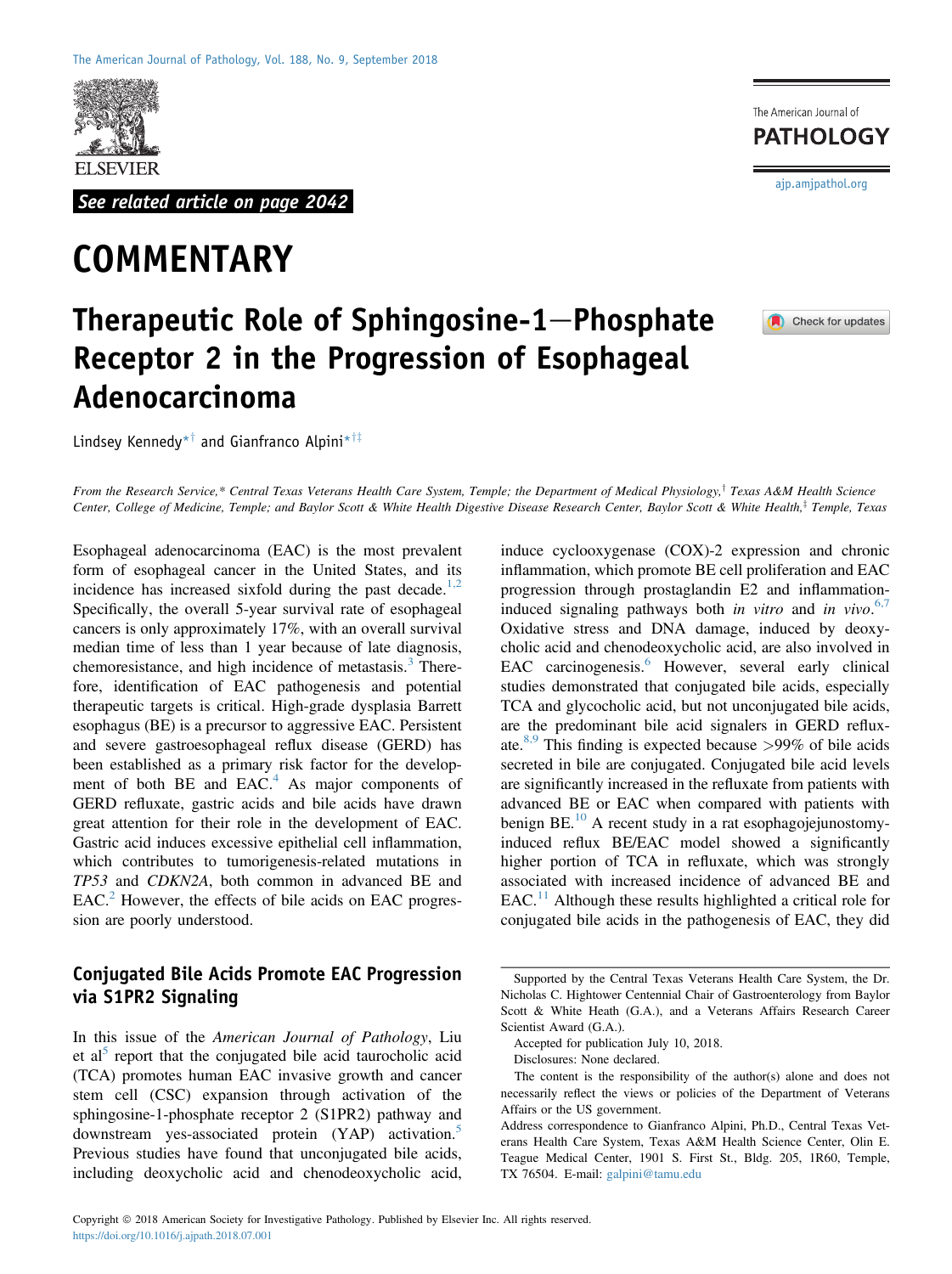See related article on page 2042

# COMMENTARY

# Therapeutic Role of Sphingosine-1−Phosphate Receptor 2 in the Progression of Esophageal Adenocarcinoma

Lindsey Kennedy[*†] and Gianfranco Alpini[*†‡]

*From the Research Service,[*] Central Texas Veterans Health Care System, Temple; the Department of Medical Physiology,[†] Texas A&M Health Science Center, College of Medicine, Temple; and Baylor Scott & White Health Digestive Disease Research Center, Baylor Scott & White Health,[‡] Temple, Texas*

Esophageal adenocarcinoma (EAC) is the most prevalent form of esophageal cancer in the United States, and its incidence has increased sixfold during the past decade.[1,2] Specifically, the overall 5-year survival rate of esophageal cancers is only approximately 17%, with an overall survival median time of less than 1 year because of late diagnosis, chemoresistance, and high incidence of metastasis.[3] Therefore, identification of EAC pathogenesis and potential therapeutic targets is critical. High-grade dysplasia Barrett esophagus (BE) is a precursor to aggressive EAC. Persistent and severe gastroesophageal reflux disease (GERD) has been established as a primary risk factor for the development of both BE and EAC.[4] As major components of GERD refluxate, gastric acids and bile acids have drawn great attention for their role in the development of EAC. Gastric acid induces excessive epithelial cell inflammation, which contributes to tumorigenesis-related mutations in *TP53* and *CDKN2A*, both common in advanced BE and EAC.[2] However, the effects of bile acids on EAC progression are poorly understood.

## Conjugated Bile Acids Promote EAC Progression via S1PR2 Signaling

In this issue of the *American Journal of Pathology*, Liu et al[5] report that the conjugated bile acid taurocholic acid (TCA) promotes human EAC invasive growth and cancer stem cell (CSC) expansion through activation of the sphingosine-1-phosphate receptor 2 (S1PR2) pathway and downstream yes-associated protein (YAP) activation.[5] Previous studies have found that unconjugated bile acids, including deoxycholic acid and chenodeoxycholic acid, induce cyclooxygenase (COX)-2 expression and chronic inflammation, which promote BE cell proliferation and EAC progression through prostaglandin E2 and inflammation-induced signaling pathways both *in vitro* and *in vivo*.[6,7] Oxidative stress and DNA damage, induced by deoxycholic acid and chenodeoxycholic acid, are also involved in EAC carcinogenesis.[6] However, several early clinical studies demonstrated that conjugated bile acids, especially TCA and glycocholic acid, but not unconjugated bile acids, are the predominant bile acid signalers in GERD refluxate.[8,9] This finding is expected because >99% of bile acids secreted in bile are conjugated. Conjugated bile acid levels are significantly increased in the refluxate from patients with advanced BE or EAC when compared with patients with benign BE.[10] A recent study in a rat esophagojejunostomy-induced reflux BE/EAC model showed a significantly higher portion of TCA in refluxate, which was strongly associated with increased incidence of advanced BE and EAC.[11] Although these results highlighted a critical role for conjugated bile acids in the pathogenesis of EAC, they did

Supported by the Central Texas Veterans Health Care System, the Dr. Nicholas C. Hightower Centennial Chair of Gastroenterology from Baylor Scott & White Heath (G.A.), and a Veterans Affairs Research Career Scientist Award (G.A.).

Accepted for publication July 10, 2018.

Disclosures: None declared.

The content is the responsibility of the author(s) alone and does not necessarily reflect the views or policies of the Department of Veterans Affairs or the US government.

Address correspondence to Gianfranco Alpini, Ph.D., Central Texas Veterans Health Care System, Texas A&M Health Science Center, Olin E. Teague Medical Center, 1901 S. First St., Bldg. 205, 1R60, Temple, TX 76504. E-mail: galpini@tamu.edu

Copyright © 2018 American Society for Investigative Pathology. Published by Elsevier Inc. All rights reserved.
https://doi.org/10.1016/j.ajpath.2018.07.001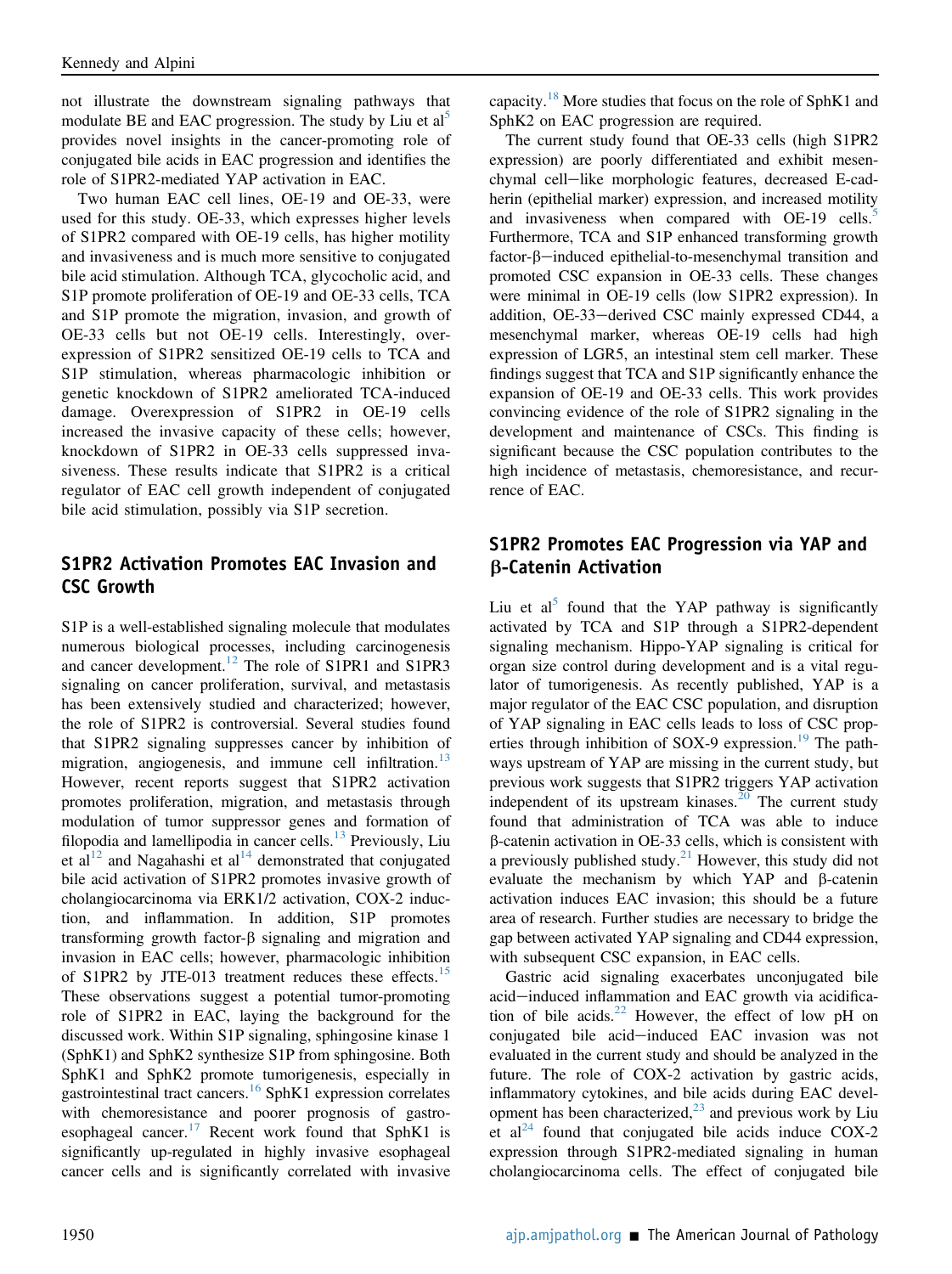not illustrate the downstream signaling pathways that modulate BE and EAC progression. The study by Liu et al[5] provides novel insights in the cancer-promoting role of conjugated bile acids in EAC progression and identifies the role of S1PR2-mediated YAP activation in EAC.

Two human EAC cell lines, OE-19 and OE-33, were used for this study. OE-33, which expresses higher levels of S1PR2 compared with OE-19 cells, has higher motility and invasiveness and is much more sensitive to conjugated bile acid stimulation. Although TCA, glycocholic acid, and S1P promote proliferation of OE-19 and OE-33 cells, TCA and S1P promote the migration, invasion, and growth of OE-33 cells but not OE-19 cells. Interestingly, overexpression of S1PR2 sensitized OE-19 cells to TCA and S1P stimulation, whereas pharmacologic inhibition or genetic knockdown of S1PR2 ameliorated TCA-induced damage. Overexpression of S1PR2 in OE-19 cells increased the invasive capacity of these cells; however, knockdown of S1PR2 in OE-33 cells suppressed invasiveness. These results indicate that S1PR2 is a critical regulator of EAC cell growth independent of conjugated bile acid stimulation, possibly via S1P secretion.

## S1PR2 Activation Promotes EAC Invasion and CSC Growth

S1P is a well-established signaling molecule that modulates numerous biological processes, including carcinogenesis and cancer development.[12] The role of S1PR1 and S1PR3 signaling on cancer proliferation, survival, and metastasis has been extensively studied and characterized; however, the role of S1PR2 is controversial. Several studies found that S1PR2 signaling suppresses cancer by inhibition of migration, angiogenesis, and immune cell infiltration.[13] However, recent reports suggest that S1PR2 activation promotes proliferation, migration, and metastasis through modulation of tumor suppressor genes and formation of filopodia and lamellipodia in cancer cells.[13] Previously, Liu et al[12] and Nagahashi et al[14] demonstrated that conjugated bile acid activation of S1PR2 promotes invasive growth of cholangiocarcinoma via ERK1/2 activation, COX-2 induction, and inflammation. In addition, S1P promotes transforming growth factor-β signaling and migration and invasion in EAC cells; however, pharmacologic inhibition of S1PR2 by JTE-013 treatment reduces these effects.[15] These observations suggest a potential tumor-promoting role of S1PR2 in EAC, laying the background for the discussed work. Within S1P signaling, sphingosine kinase 1 (SphK1) and SphK2 synthesize S1P from sphingosine. Both SphK1 and SphK2 promote tumorigenesis, especially in gastrointestinal tract cancers.[16] SphK1 expression correlates with chemoresistance and poorer prognosis of gastroesophageal cancer.[17] Recent work found that SphK1 is significantly up-regulated in highly invasive esophageal cancer cells and is significantly correlated with invasive capacity.[18] More studies that focus on the role of SphK1 and SphK2 on EAC progression are required.

The current study found that OE-33 cells (high S1PR2 expression) are poorly differentiated and exhibit mesenchymal cell–like morphologic features, decreased E-cadherin (epithelial marker) expression, and increased motility and invasiveness when compared with OE-19 cells.[5] Furthermore, TCA and S1P enhanced transforming growth factor-β–induced epithelial-to-mesenchymal transition and promoted CSC expansion in OE-33 cells. These changes were minimal in OE-19 cells (low S1PR2 expression). In addition, OE-33–derived CSC mainly expressed CD44, a mesenchymal marker, whereas OE-19 cells had high expression of LGR5, an intestinal stem cell marker. These findings suggest that TCA and S1P significantly enhance the expansion of OE-19 and OE-33 cells. This work provides convincing evidence of the role of S1PR2 signaling in the development and maintenance of CSCs. This finding is significant because the CSC population contributes to the high incidence of metastasis, chemoresistance, and recurrence of EAC.

## S1PR2 Promotes EAC Progression via YAP and β-Catenin Activation

Liu et al[5] found that the YAP pathway is significantly activated by TCA and S1P through a S1PR2-dependent signaling mechanism. Hippo-YAP signaling is critical for organ size control during development and is a vital regulator of tumorigenesis. As recently published, YAP is a major regulator of the EAC CSC population, and disruption of YAP signaling in EAC cells leads to loss of CSC properties through inhibition of SOX-9 expression.[19] The pathways upstream of YAP are missing in the current study, but previous work suggests that S1PR2 triggers YAP activation independent of its upstream kinases.[20] The current study found that administration of TCA was able to induce β-catenin activation in OE-33 cells, which is consistent with a previously published study.[21] However, this study did not evaluate the mechanism by which YAP and β-catenin activation induces EAC invasion; this should be a future area of research. Further studies are necessary to bridge the gap between activated YAP signaling and CD44 expression, with subsequent CSC expansion, in EAC cells.

Gastric acid signaling exacerbates unconjugated bile acid–induced inflammation and EAC growth via acidification of bile acids.[22] However, the effect of low pH on conjugated bile acid–induced EAC invasion was not evaluated in the current study and should be analyzed in the future. The role of COX-2 activation by gastric acids, inflammatory cytokines, and bile acids during EAC development has been characterized,[23] and previous work by Liu et al[24] found that conjugated bile acids induce COX-2 expression through S1PR2-mediated signaling in human cholangiocarcinoma cells. The effect of conjugated bile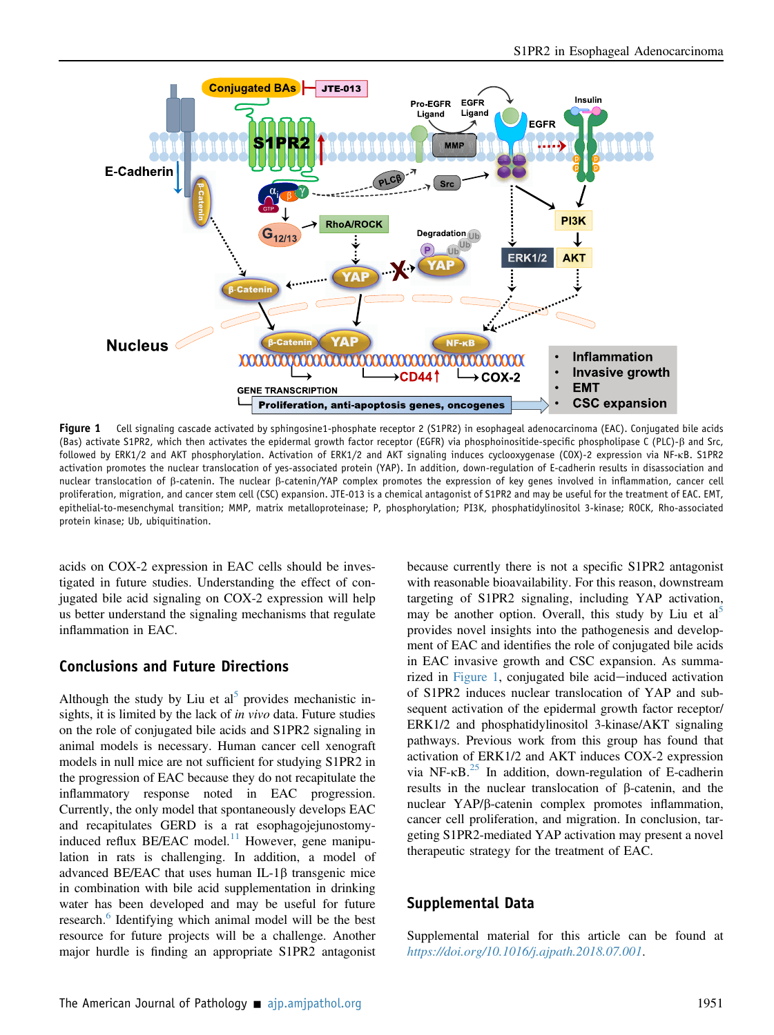Figure 1 Cell signaling cascade activated by sphingosine1-phosphate receptor 2 (S1PR2) in esophageal adenocarcinoma (EAC). Conjugated bile acids (Bas) activate S1PR2, which then activates the epidermal growth factor receptor (EGFR) via phosphoinositide-specific phospholipase C (PLC)-β and Src, followed by ERK1/2 and AKT phosphorylation. Activation of ERK1/2 and AKT signaling induces cyclooxygenase (COX)-2 expression via NF-κB. S1PR2 activation promotes the nuclear translocation of yes-associated protein (YAP). In addition, down-regulation of E-cadherin results in disassociation and nuclear translocation of β-catenin. The nuclear β-catenin/YAP complex promotes the expression of key genes involved in inflammation, cancer cell proliferation, migration, and cancer stem cell (CSC) expansion. JTE-013 is a chemical antagonist of S1PR2 and may be useful for the treatment of EAC. EMT, epithelial-to-mesenchymal transition; MMP, matrix metalloproteinase; P, phosphorylation; PI3K, phosphatidylinositol 3-kinase; ROCK, Rho-associated protein kinase; Ub, ubiquitination.

acids on COX-2 expression in EAC cells should be investigated in future studies. Understanding the effect of conjugated bile acid signaling on COX-2 expression will help us better understand the signaling mechanisms that regulate inflammation in EAC.

## Conclusions and Future Directions

Although the study by Liu et al[5] provides mechanistic insights, it is limited by the lack of *in vivo* data. Future studies on the role of conjugated bile acids and S1PR2 signaling in animal models is necessary. Human cancer cell xenograft models in null mice are not sufficient for studying S1PR2 in the progression of EAC because they do not recapitulate the inflammatory response noted in EAC progression. Currently, the only model that spontaneously develops EAC and recapitulates GERD is a rat esophagojejunostomy-induced reflux BE/EAC model.[11] However, gene manipulation in rats is challenging. In addition, a model of advanced BE/EAC that uses human IL-1β transgenic mice in combination with bile acid supplementation in drinking water has been developed and may be useful for future research.[6] Identifying which animal model will be the best resource for future projects will be a challenge. Another major hurdle is finding an appropriate S1PR2 antagonist because currently there is not a specific S1PR2 antagonist with reasonable bioavailability. For this reason, downstream targeting of S1PR2 signaling, including YAP activation, may be another option. Overall, this study by Liu et al[5] provides novel insights into the pathogenesis and development of EAC and identifies the role of conjugated bile acids in EAC invasive growth and CSC expansion. As summarized in Figure 1, conjugated bile acid−induced activation of S1PR2 induces nuclear translocation of YAP and subsequent activation of the epidermal growth factor receptor/ERK1/2 and phosphatidylinositol 3-kinase/AKT signaling pathways. Previous work from this group has found that activation of ERK1/2 and AKT induces COX-2 expression via NF-κB.[25] In addition, down-regulation of E-cadherin results in the nuclear translocation of β-catenin, and the nuclear YAP/β-catenin complex promotes inflammation, cancer cell proliferation, and migration. In conclusion, targeting S1PR2-mediated YAP activation may present a novel therapeutic strategy for the treatment of EAC.

## Supplemental Data

Supplemental material for this article can be found at *https://doi.org/10.1016/j.ajpath.2018.07.001*.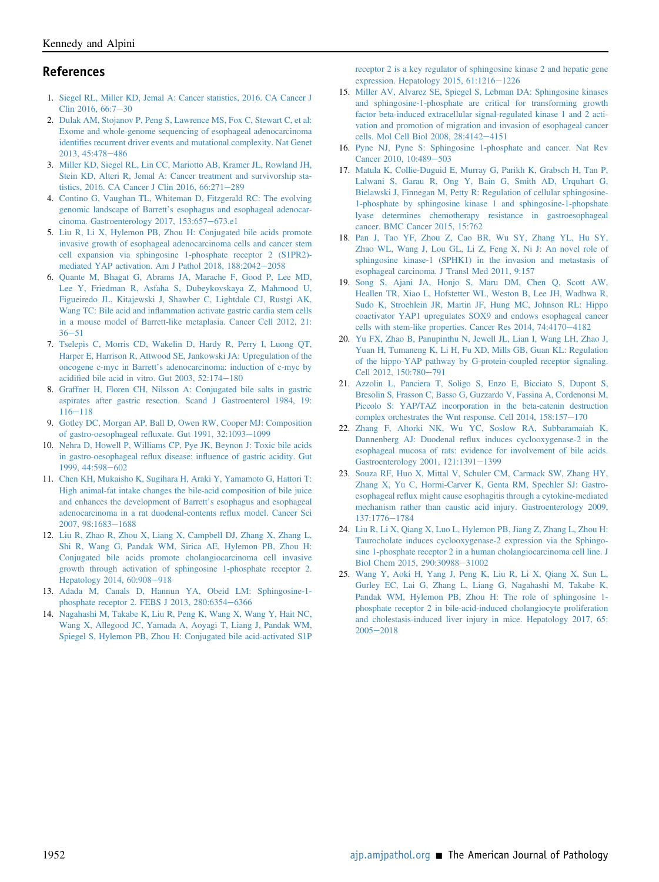## References

1. Siegel RL, Miller KD, Jemal A: Cancer statistics, 2016. CA Cancer J Clin 2016, 66:7−30
2. Dulak AM, Stojanov P, Peng S, Lawrence MS, Fox C, Stewart C, et al: Exome and whole-genome sequencing of esophageal adenocarcinoma identifies recurrent driver events and mutational complexity. Nat Genet 2013, 45:478−486
3. Miller KD, Siegel RL, Lin CC, Mariotto AB, Kramer JL, Rowland JH, Stein KD, Alteri R, Jemal A: Cancer treatment and survivorship statistics, 2016. CA Cancer J Clin 2016, 66:271−289
4. Contino G, Vaughan TL, Whiteman D, Fitzgerald RC: The evolving genomic landscape of Barrett's esophagus and esophageal adenocarcinoma. Gastroenterology 2017, 153:657−673.e1
5. Liu R, Li X, Hylemon PB, Zhou H: Conjugated bile acids promote invasive growth of esophageal adenocarcinoma cells and cancer stem cell expansion via sphingosine 1-phosphate receptor 2 (S1PR2)-mediated YAP activation. Am J Pathol 2018, 188:2042−2058
6. Quante M, Bhagat G, Abrams JA, Marache F, Good P, Lee MD, Lee Y, Friedman R, Asfaha S, Dubeykovskaya Z, Mahmood U, Figueiredo JL, Kitajewski J, Shawber C, Lightdale CJ, Rustgi AK, Wang TC: Bile acid and inflammation activate gastric cardia stem cells in a mouse model of Barrett-like metaplasia. Cancer Cell 2012, 21:36−51
7. Tselepis C, Morris CD, Wakelin D, Hardy R, Perry I, Luong QT, Harper E, Harrison R, Attwood SE, Jankowski JA: Upregulation of the oncogene c-myc in Barrett's adenocarcinoma: induction of c-myc by acidified bile acid in vitro. Gut 2003, 52:174−180
8. Graffner H, Floren CH, Nilsson A: Conjugated bile salts in gastric aspirates after gastric resection. Scand J Gastroenterol 1984, 19:116−118
9. Gotley DC, Morgan AP, Ball D, Owen RW, Cooper MJ: Composition of gastro-oesophageal refluxate. Gut 1991, 32:1093−1099
10. Nehra D, Howell P, Williams CP, Pye JK, Beynon J: Toxic bile acids in gastro-oesophageal reflux disease: influence of gastric acidity. Gut 1999, 44:598−602
11. Chen KH, Mukaisho K, Sugihara H, Araki Y, Yamamoto G, Hattori T: High animal-fat intake changes the bile-acid composition of bile juice and enhances the development of Barrett's esophagus and esophageal adenocarcinoma in a rat duodenal-contents reflux model. Cancer Sci 2007, 98:1683−1688
12. Liu R, Zhao R, Zhou X, Liang X, Campbell DJ, Zhang X, Zhang L, Shi R, Wang G, Pandak WM, Sirica AE, Hylemon PB, Zhou H: Conjugated bile acids promote cholangiocarcinoma cell invasive growth through activation of sphingosine 1-phosphate receptor 2. Hepatology 2014, 60:908−918
13. Adada M, Canals D, Hannun YA, Obeid LM: Sphingosine-1-phosphate receptor 2. FEBS J 2013, 280:6354−6366
14. Nagahashi M, Takabe K, Liu R, Peng K, Wang X, Wang Y, Hait NC, Wang X, Allegood JC, Yamada A, Aoyagi T, Liang J, Pandak WM, Spiegel S, Hylemon PB, Zhou H: Conjugated bile acid-activated S1P receptor 2 is a key regulator of sphingosine kinase 2 and hepatic gene expression. Hepatology 2015, 61:1216−1226
15. Miller AV, Alvarez SE, Spiegel S, Lebman DA: Sphingosine kinases and sphingosine-1-phosphate are critical for transforming growth factor beta-induced extracellular signal-regulated kinase 1 and 2 activation and promotion of migration and invasion of esophageal cancer cells. Mol Cell Biol 2008, 28:4142−4151
16. Pyne NJ, Pyne S: Sphingosine 1-phosphate and cancer. Nat Rev Cancer 2010, 10:489−503
17. Matula K, Collie-Duguid E, Murray G, Parikh K, Grabsch H, Tan P, Lalwani S, Garau R, Ong Y, Bain G, Smith AD, Urquhart G, Bielawski J, Finnegan M, Petty R: Regulation of cellular sphingosine-1-phosphate by sphingosine kinase 1 and sphingosine-1-phopshate lyase determines chemotherapy resistance in gastroesophageal cancer. BMC Cancer 2015, 15:762
18. Pan J, Tao YF, Zhou Z, Cao BR, Wu SY, Zhang YL, Hu SY, Zhao WL, Wang J, Lou GL, Li Z, Feng X, Ni J: An novel role of sphingosine kinase-1 (SPHK1) in the invasion and metastasis of esophageal carcinoma. J Transl Med 2011, 9:157
19. Song S, Ajani JA, Honjo S, Maru DM, Chen Q, Scott AW, Heallen TR, Xiao L, Hofstetter WL, Weston B, Lee JH, Wadhwa R, Sudo K, Stroehlein JR, Martin JF, Hung MC, Johnson RL: Hippo coactivator YAP1 upregulates SOX9 and endows esophageal cancer cells with stem-like properties. Cancer Res 2014, 74:4170−4182
20. Yu FX, Zhao B, Panupinthu N, Jewell JL, Lian I, Wang LH, Zhao J, Yuan H, Tumaneng K, Li H, Fu XD, Mills GB, Guan KL: Regulation of the hippo-YAP pathway by G-protein-coupled receptor signaling. Cell 2012, 150:780−791
21. Azzolin L, Panciera T, Soligo S, Enzo E, Bicciato S, Dupont S, Bresolin S, Frasson C, Basso G, Guzzardo V, Fassina A, Cordenonsi M, Piccolo S: YAP/TAZ incorporation in the beta-catenin destruction complex orchestrates the Wnt response. Cell 2014, 158:157−170
22. Zhang F, Altorki NK, Wu YC, Soslow RA, Subbaramaiah K, Dannenberg AJ: Duodenal reflux induces cyclooxygenase-2 in the esophageal mucosa of rats: evidence for involvement of bile acids. Gastroenterology 2001, 121:1391−1399
23. Souza RF, Huo X, Mittal V, Schuler CM, Carmack SW, Zhang HY, Zhang X, Yu C, Hormi-Carver K, Genta RM, Spechler SJ: Gastroesophageal reflux might cause esophagitis through a cytokine-mediated mechanism rather than caustic acid injury. Gastroenterology 2009, 137:1776−1784
24. Liu R, Li X, Qiang X, Luo L, Hylemon PB, Jiang Z, Zhang L, Zhou H: Taurocholate induces cyclooxygenase-2 expression via the Sphingosine 1-phosphate receptor 2 in a human cholangiocarcinoma cell line. J Biol Chem 2015, 290:30988−31002
25. Wang Y, Aoki H, Yang J, Peng K, Liu R, Li X, Qiang X, Sun L, Gurley EC, Lai G, Zhang L, Liang G, Nagahashi M, Takabe K, Pandak WM, Hylemon PB, Zhou H: The role of sphingosine 1-phosphate receptor 2 in bile-acid-induced cholangiocyte proliferation and cholestasis-induced liver injury in mice. Hepatology 2017, 65:2005−2018